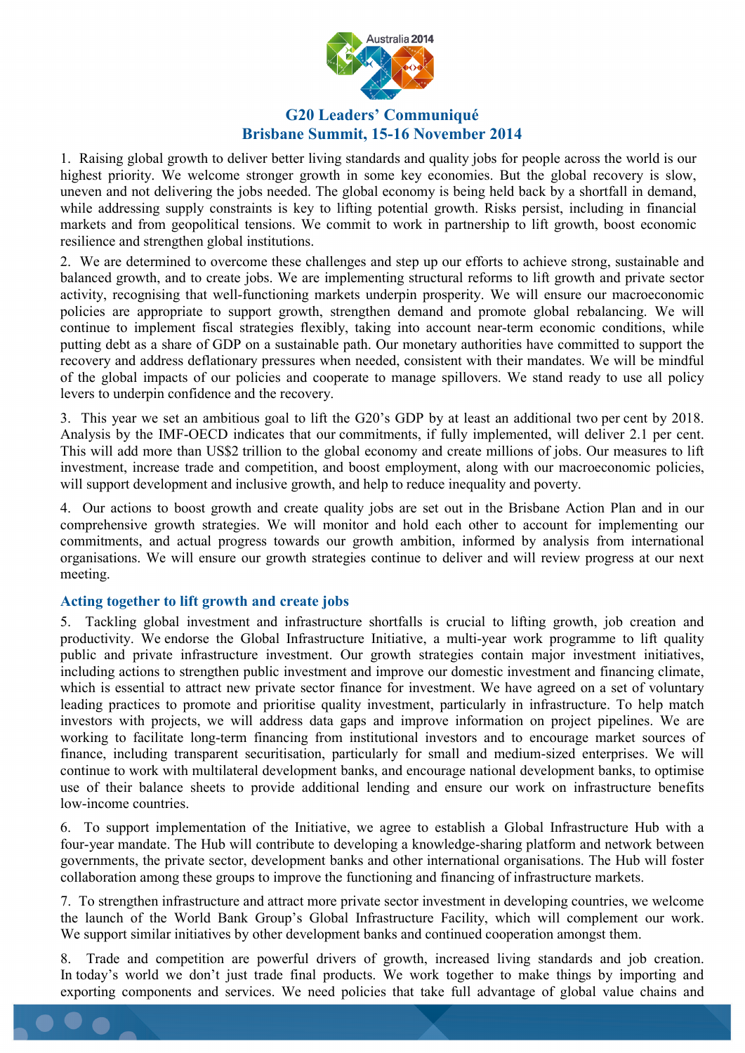# G20 Leaders' Communiqué
## Brisbane Summit, 15-16 November 2014

1. Raising global growth to deliver better living standards and quality jobs for people across the world is our highest priority. We welcome stronger growth in some key economies. But the global recovery is slow, uneven and not delivering the jobs needed. The global economy is being held back by a shortfall in demand, while addressing supply constraints is key to lifting potential growth. Risks persist, including in financial markets and from geopolitical tensions. We commit to work in partnership to lift growth, boost economic resilience and strengthen global institutions.

2. We are determined to overcome these challenges and step up our efforts to achieve strong, sustainable and balanced growth, and to create jobs. We are implementing structural reforms to lift growth and private sector activity, recognising that well-functioning markets underpin prosperity. We will ensure our macroeconomic policies are appropriate to support growth, strengthen demand and promote global rebalancing. We will continue to implement fiscal strategies flexibly, taking into account near-term economic conditions, while putting debt as a share of GDP on a sustainable path. Our monetary authorities have committed to support the recovery and address deflationary pressures when needed, consistent with their mandates. We will be mindful of the global impacts of our policies and cooperate to manage spillovers. We stand ready to use all policy levers to underpin confidence and the recovery.

3. This year we set an ambitious goal to lift the G20's GDP by at least an additional two per cent by 2018. Analysis by the IMF-OECD indicates that our commitments, if fully implemented, will deliver 2.1 per cent. This will add more than US$2 trillion to the global economy and create millions of jobs. Our measures to lift investment, increase trade and competition, and boost employment, along with our macroeconomic policies, will support development and inclusive growth, and help to reduce inequality and poverty.

4. Our actions to boost growth and create quality jobs are set out in the Brisbane Action Plan and in our comprehensive growth strategies. We will monitor and hold each other to account for implementing our commitments, and actual progress towards our growth ambition, informed by analysis from international organisations. We will ensure our growth strategies continue to deliver and will review progress at our next meeting.

### Acting together to lift growth and create jobs

5. Tackling global investment and infrastructure shortfalls is crucial to lifting growth, job creation and productivity. We endorse the Global Infrastructure Initiative, a multi-year work programme to lift quality public and private infrastructure investment. Our growth strategies contain major investment initiatives, including actions to strengthen public investment and improve our domestic investment and financing climate, which is essential to attract new private sector finance for investment. We have agreed on a set of voluntary leading practices to promote and prioritise quality investment, particularly in infrastructure. To help match investors with projects, we will address data gaps and improve information on project pipelines. We are working to facilitate long-term financing from institutional investors and to encourage market sources of finance, including transparent securitisation, particularly for small and medium-sized enterprises. We will continue to work with multilateral development banks, and encourage national development banks, to optimise use of their balance sheets to provide additional lending and ensure our work on infrastructure benefits low-income countries.

6. To support implementation of the Initiative, we agree to establish a Global Infrastructure Hub with a four-year mandate. The Hub will contribute to developing a knowledge-sharing platform and network between governments, the private sector, development banks and other international organisations. The Hub will foster collaboration among these groups to improve the functioning and financing of infrastructure markets.

7. To strengthen infrastructure and attract more private sector investment in developing countries, we welcome the launch of the World Bank Group's Global Infrastructure Facility, which will complement our work. We support similar initiatives by other development banks and continued cooperation amongst them.

8. Trade and competition are powerful drivers of growth, increased living standards and job creation. In today's world we don't just trade final products. We work together to make things by importing and exporting components and services. We need policies that take full advantage of global value chains and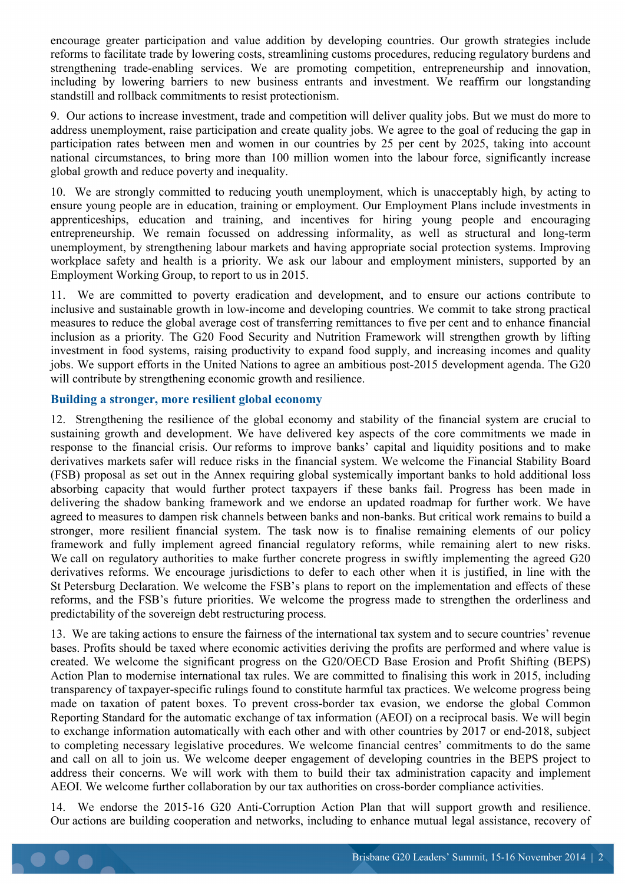encourage greater participation and value addition by developing countries. Our growth strategies include reforms to facilitate trade by lowering costs, streamlining customs procedures, reducing regulatory burdens and strengthening trade-enabling services. We are promoting competition, entrepreneurship and innovation, including by lowering barriers to new business entrants and investment. We reaffirm our longstanding standstill and rollback commitments to resist protectionism.

9. Our actions to increase investment, trade and competition will deliver quality jobs. But we must do more to address unemployment, raise participation and create quality jobs. We agree to the goal of reducing the gap in participation rates between men and women in our countries by 25 per cent by 2025, taking into account national circumstances, to bring more than 100 million women into the labour force, significantly increase global growth and reduce poverty and inequality.

10. We are strongly committed to reducing youth unemployment, which is unacceptably high, by acting to ensure young people are in education, training or employment. Our Employment Plans include investments in apprenticeships, education and training, and incentives for hiring young people and encouraging entrepreneurship. We remain focussed on addressing informality, as well as structural and long-term unemployment, by strengthening labour markets and having appropriate social protection systems. Improving workplace safety and health is a priority. We ask our labour and employment ministers, supported by an Employment Working Group, to report to us in 2015.

11. We are committed to poverty eradication and development, and to ensure our actions contribute to inclusive and sustainable growth in low-income and developing countries. We commit to take strong practical measures to reduce the global average cost of transferring remittances to five per cent and to enhance financial inclusion as a priority. The G20 Food Security and Nutrition Framework will strengthen growth by lifting investment in food systems, raising productivity to expand food supply, and increasing incomes and quality jobs. We support efforts in the United Nations to agree an ambitious post-2015 development agenda. The G20 will contribute by strengthening economic growth and resilience.

## Building a stronger, more resilient global economy

12. Strengthening the resilience of the global economy and stability of the financial system are crucial to sustaining growth and development. We have delivered key aspects of the core commitments we made in response to the financial crisis. Our reforms to improve banks' capital and liquidity positions and to make derivatives markets safer will reduce risks in the financial system. We welcome the Financial Stability Board (FSB) proposal as set out in the Annex requiring global systemically important banks to hold additional loss absorbing capacity that would further protect taxpayers if these banks fail. Progress has been made in delivering the shadow banking framework and we endorse an updated roadmap for further work. We have agreed to measures to dampen risk channels between banks and non-banks. But critical work remains to build a stronger, more resilient financial system. The task now is to finalise remaining elements of our policy framework and fully implement agreed financial regulatory reforms, while remaining alert to new risks. We call on regulatory authorities to make further concrete progress in swiftly implementing the agreed G20 derivatives reforms. We encourage jurisdictions to defer to each other when it is justified, in line with the St Petersburg Declaration. We welcome the FSB's plans to report on the implementation and effects of these reforms, and the FSB's future priorities. We welcome the progress made to strengthen the orderliness and predictability of the sovereign debt restructuring process.

13. We are taking actions to ensure the fairness of the international tax system and to secure countries' revenue bases. Profits should be taxed where economic activities deriving the profits are performed and where value is created. We welcome the significant progress on the G20/OECD Base Erosion and Profit Shifting (BEPS) Action Plan to modernise international tax rules. We are committed to finalising this work in 2015, including transparency of taxpayer-specific rulings found to constitute harmful tax practices. We welcome progress being made on taxation of patent boxes. To prevent cross-border tax evasion, we endorse the global Common Reporting Standard for the automatic exchange of tax information (AEOI) on a reciprocal basis. We will begin to exchange information automatically with each other and with other countries by 2017 or end-2018, subject to completing necessary legislative procedures. We welcome financial centres' commitments to do the same and call on all to join us. We welcome deeper engagement of developing countries in the BEPS project to address their concerns. We will work with them to build their tax administration capacity and implement AEOI. We welcome further collaboration by our tax authorities on cross-border compliance activities.

14. We endorse the 2015-16 G20 Anti-Corruption Action Plan that will support growth and resilience. Our actions are building cooperation and networks, including to enhance mutual legal assistance, recovery of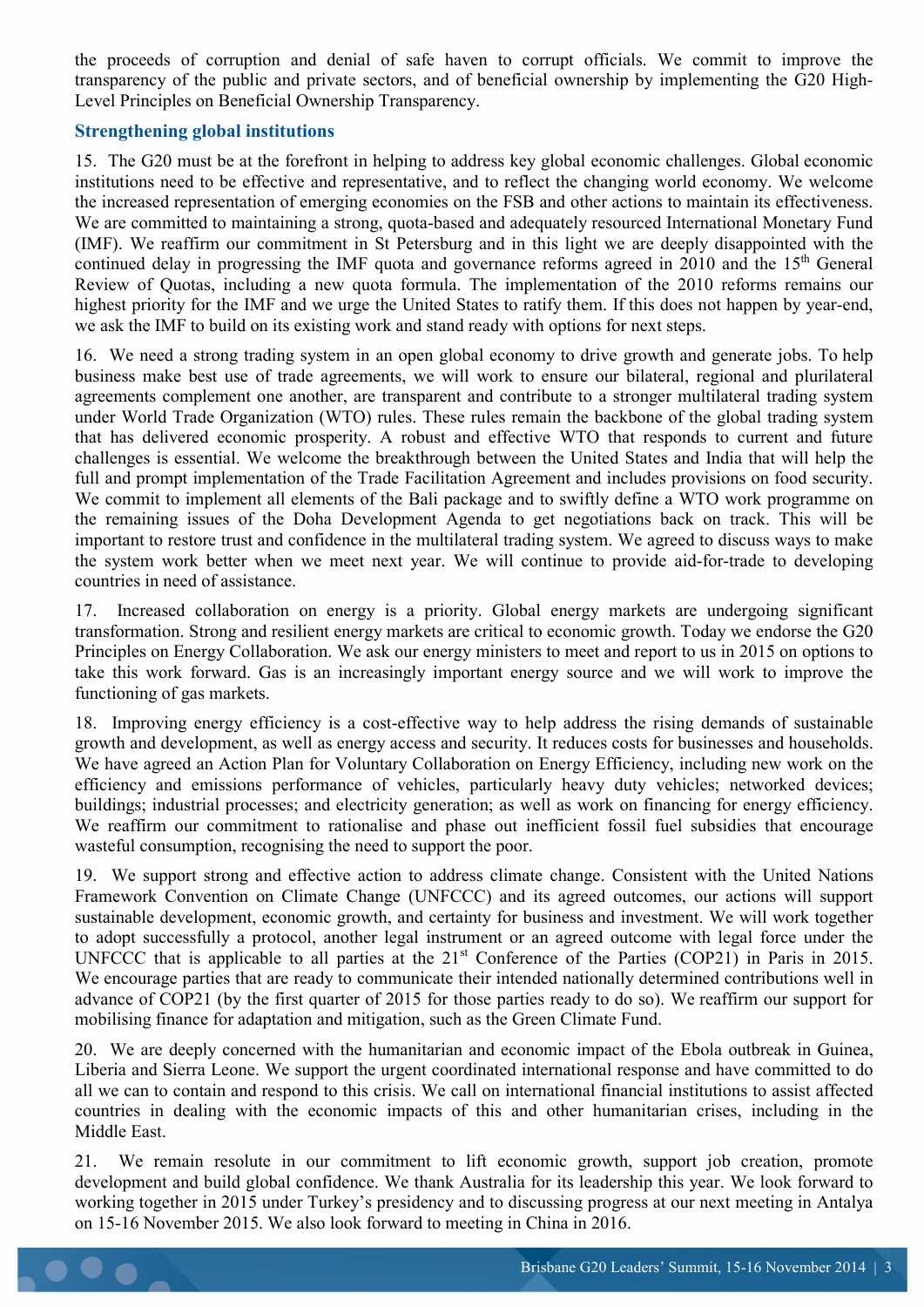the proceeds of corruption and denial of safe haven to corrupt officials. We commit to improve the transparency of the public and private sectors, and of beneficial ownership by implementing the G20 High-Level Principles on Beneficial Ownership Transparency.

## Strengthening global institutions

15. The G20 must be at the forefront in helping to address key global economic challenges. Global economic institutions need to be effective and representative, and to reflect the changing world economy. We welcome the increased representation of emerging economies on the FSB and other actions to maintain its effectiveness. We are committed to maintaining a strong, quota-based and adequately resourced International Monetary Fund (IMF). We reaffirm our commitment in St Petersburg and in this light we are deeply disappointed with the continued delay in progressing the IMF quota and governance reforms agreed in 2010 and the 15th General Review of Quotas, including a new quota formula. The implementation of the 2010 reforms remains our highest priority for the IMF and we urge the United States to ratify them. If this does not happen by year-end, we ask the IMF to build on its existing work and stand ready with options for next steps.

16. We need a strong trading system in an open global economy to drive growth and generate jobs. To help business make best use of trade agreements, we will work to ensure our bilateral, regional and plurilateral agreements complement one another, are transparent and contribute to a stronger multilateral trading system under World Trade Organization (WTO) rules. These rules remain the backbone of the global trading system that has delivered economic prosperity. A robust and effective WTO that responds to current and future challenges is essential. We welcome the breakthrough between the United States and India that will help the full and prompt implementation of the Trade Facilitation Agreement and includes provisions on food security. We commit to implement all elements of the Bali package and to swiftly define a WTO work programme on the remaining issues of the Doha Development Agenda to get negotiations back on track. This will be important to restore trust and confidence in the multilateral trading system. We agreed to discuss ways to make the system work better when we meet next year. We will continue to provide aid-for-trade to developing countries in need of assistance.

17. Increased collaboration on energy is a priority. Global energy markets are undergoing significant transformation. Strong and resilient energy markets are critical to economic growth. Today we endorse the G20 Principles on Energy Collaboration. We ask our energy ministers to meet and report to us in 2015 on options to take this work forward. Gas is an increasingly important energy source and we will work to improve the functioning of gas markets.

18. Improving energy efficiency is a cost-effective way to help address the rising demands of sustainable growth and development, as well as energy access and security. It reduces costs for businesses and households. We have agreed an Action Plan for Voluntary Collaboration on Energy Efficiency, including new work on the efficiency and emissions performance of vehicles, particularly heavy duty vehicles; networked devices; buildings; industrial processes; and electricity generation; as well as work on financing for energy efficiency. We reaffirm our commitment to rationalise and phase out inefficient fossil fuel subsidies that encourage wasteful consumption, recognising the need to support the poor.

19. We support strong and effective action to address climate change. Consistent with the United Nations Framework Convention on Climate Change (UNFCCC) and its agreed outcomes, our actions will support sustainable development, economic growth, and certainty for business and investment. We will work together to adopt successfully a protocol, another legal instrument or an agreed outcome with legal force under the UNFCCC that is applicable to all parties at the 21st Conference of the Parties (COP21) in Paris in 2015. We encourage parties that are ready to communicate their intended nationally determined contributions well in advance of COP21 (by the first quarter of 2015 for those parties ready to do so). We reaffirm our support for mobilising finance for adaptation and mitigation, such as the Green Climate Fund.

20. We are deeply concerned with the humanitarian and economic impact of the Ebola outbreak in Guinea, Liberia and Sierra Leone. We support the urgent coordinated international response and have committed to do all we can to contain and respond to this crisis. We call on international financial institutions to assist affected countries in dealing with the economic impacts of this and other humanitarian crises, including in the Middle East.

21. We remain resolute in our commitment to lift economic growth, support job creation, promote development and build global confidence. We thank Australia for its leadership this year. We look forward to working together in 2015 under Turkey's presidency and to discussing progress at our next meeting in Antalya on 15-16 November 2015. We also look forward to meeting in China in 2016.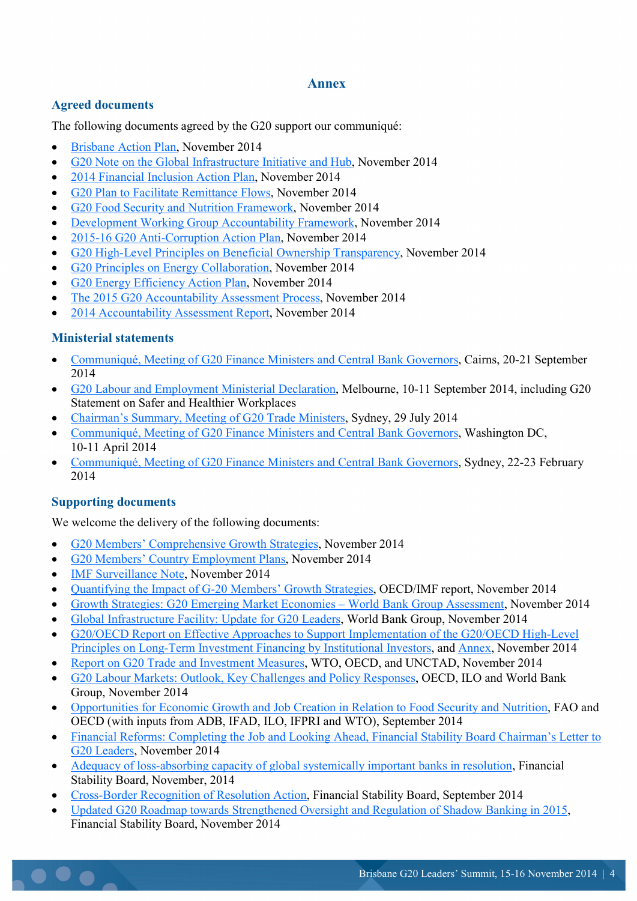## Annex

### Agreed documents

The following documents agreed by the G20 support our communiqué:

- Brisbane Action Plan, November 2014
- G20 Note on the Global Infrastructure Initiative and Hub, November 2014
- 2014 Financial Inclusion Action Plan, November 2014
- G20 Plan to Facilitate Remittance Flows, November 2014
- G20 Food Security and Nutrition Framework, November 2014
- Development Working Group Accountability Framework, November 2014
- 2015-16 G20 Anti-Corruption Action Plan, November 2014
- G20 High-Level Principles on Beneficial Ownership Transparency, November 2014
- G20 Principles on Energy Collaboration, November 2014
- G20 Energy Efficiency Action Plan, November 2014
- The 2015 G20 Accountability Assessment Process, November 2014
- 2014 Accountability Assessment Report, November 2014

### Ministerial statements

- Communiqué, Meeting of G20 Finance Ministers and Central Bank Governors, Cairns, 20-21 September 2014
- G20 Labour and Employment Ministerial Declaration, Melbourne, 10-11 September 2014, including G20 Statement on Safer and Healthier Workplaces
- Chairman's Summary, Meeting of G20 Trade Ministers, Sydney, 29 July 2014
- Communiqué, Meeting of G20 Finance Ministers and Central Bank Governors, Washington DC, 10-11 April 2014
- Communiqué, Meeting of G20 Finance Ministers and Central Bank Governors, Sydney, 22-23 February 2014

### Supporting documents

We welcome the delivery of the following documents:

- G20 Members' Comprehensive Growth Strategies, November 2014
- G20 Members' Country Employment Plans, November 2014
- IMF Surveillance Note, November 2014
- Quantifying the Impact of G-20 Members' Growth Strategies, OECD/IMF report, November 2014
- Growth Strategies: G20 Emerging Market Economies – World Bank Group Assessment, November 2014
- Global Infrastructure Facility: Update for G20 Leaders, World Bank Group, November 2014
- G20/OECD Report on Effective Approaches to Support Implementation of the G20/OECD High-Level Principles on Long-Term Investment Financing by Institutional Investors, and Annex, November 2014
- Report on G20 Trade and Investment Measures, WTO, OECD, and UNCTAD, November 2014
- G20 Labour Markets: Outlook, Key Challenges and Policy Responses, OECD, ILO and World Bank Group, November 2014
- Opportunities for Economic Growth and Job Creation in Relation to Food Security and Nutrition, FAO and OECD (with inputs from ADB, IFAD, ILO, IFPRI and WTO), September 2014
- Financial Reforms: Completing the Job and Looking Ahead, Financial Stability Board Chairman's Letter to G20 Leaders, November 2014
- Adequacy of loss-absorbing capacity of global systemically important banks in resolution, Financial Stability Board, November, 2014
- Cross-Border Recognition of Resolution Action, Financial Stability Board, September 2014
- Updated G20 Roadmap towards Strengthened Oversight and Regulation of Shadow Banking in 2015, Financial Stability Board, November 2014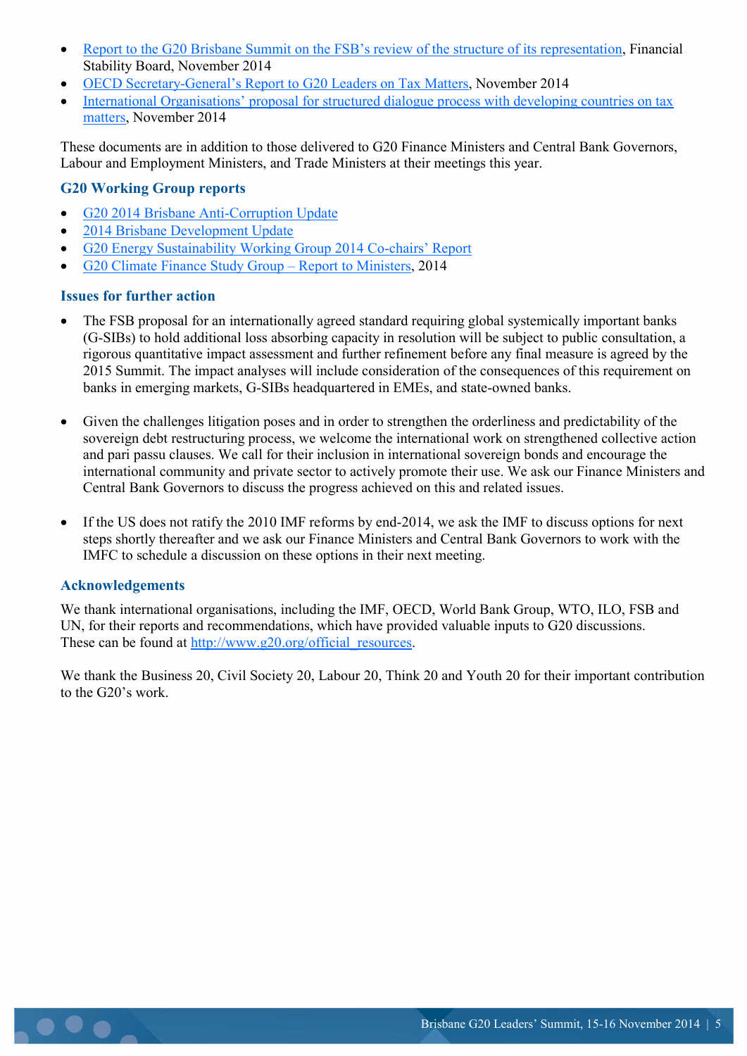- Report to the G20 Brisbane Summit on the FSB's review of the structure of its representation, Financial Stability Board, November 2014
- OECD Secretary-General's Report to G20 Leaders on Tax Matters, November 2014
- International Organisations' proposal for structured dialogue process with developing countries on tax matters, November 2014

These documents are in addition to those delivered to G20 Finance Ministers and Central Bank Governors, Labour and Employment Ministers, and Trade Ministers at their meetings this year.

### G20 Working Group reports

- G20 2014 Brisbane Anti-Corruption Update
- 2014 Brisbane Development Update
- G20 Energy Sustainability Working Group 2014 Co-chairs' Report
- G20 Climate Finance Study Group – Report to Ministers, 2014

### Issues for further action

- The FSB proposal for an internationally agreed standard requiring global systemically important banks (G-SIBs) to hold additional loss absorbing capacity in resolution will be subject to public consultation, a rigorous quantitative impact assessment and further refinement before any final measure is agreed by the 2015 Summit. The impact analyses will include consideration of the consequences of this requirement on banks in emerging markets, G-SIBs headquartered in EMEs, and state-owned banks.

- Given the challenges litigation poses and in order to strengthen the orderliness and predictability of the sovereign debt restructuring process, we welcome the international work on strengthened collective action and pari passu clauses. We call for their inclusion in international sovereign bonds and encourage the international community and private sector to actively promote their use. We ask our Finance Ministers and Central Bank Governors to discuss the progress achieved on this and related issues.

- If the US does not ratify the 2010 IMF reforms by end-2014, we ask the IMF to discuss options for next steps shortly thereafter and we ask our Finance Ministers and Central Bank Governors to work with the IMFC to schedule a discussion on these options in their next meeting.

### Acknowledgements

We thank international organisations, including the IMF, OECD, World Bank Group, WTO, ILO, FSB and UN, for their reports and recommendations, which have provided valuable inputs to G20 discussions. These can be found at http://www.g20.org/official_resources.

We thank the Business 20, Civil Society 20, Labour 20, Think 20 and Youth 20 for their important contribution to the G20's work.